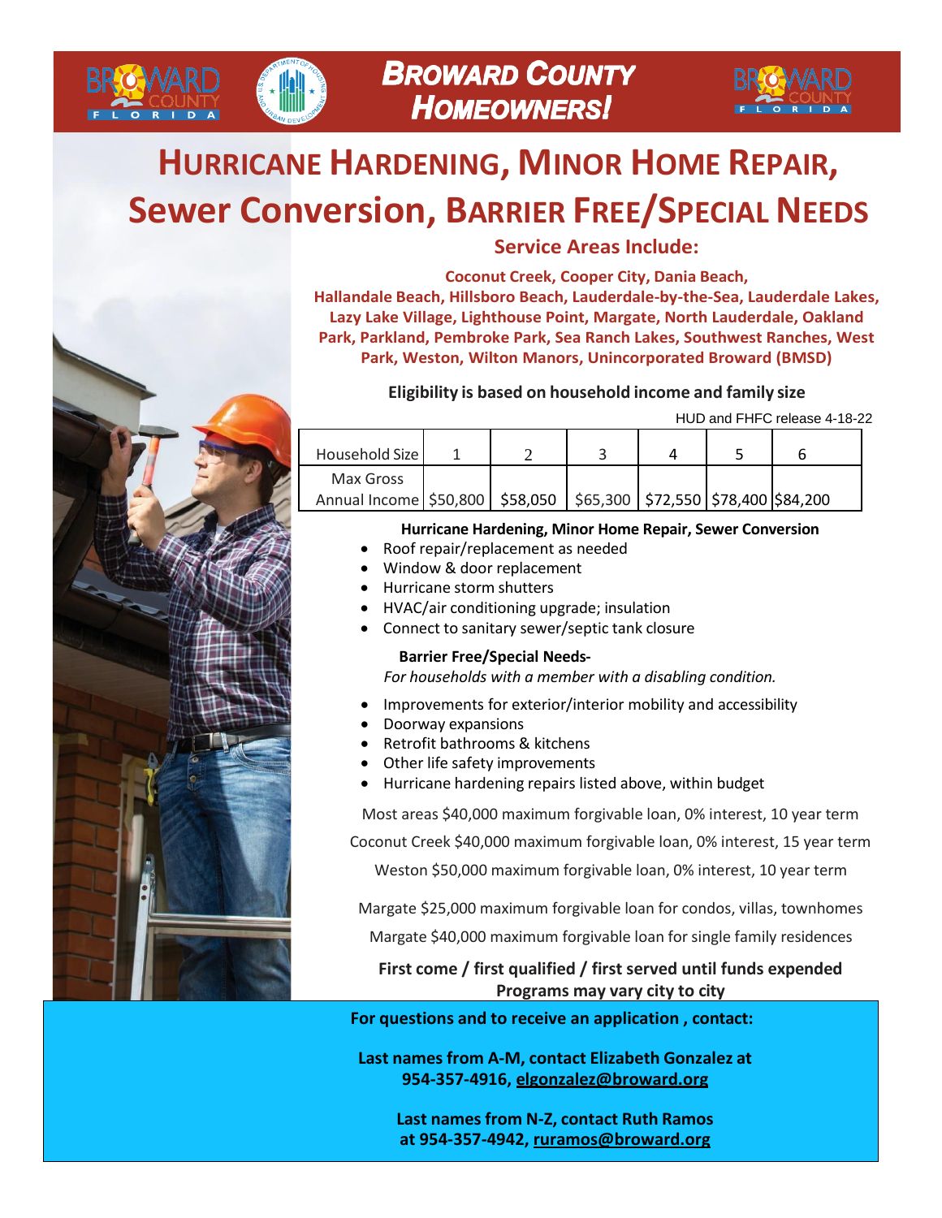# Broward County Homeowners!

# Hurricane Hardening, Minor Home Repair, Sewer Conversion, Barrier Free/Special Needs

## Service Areas Include:

**Coconut Creek, Cooper City, Dania Beach, Hallandale Beach, Hillsboro Beach, Lauderdale-by-the-Sea, Lauderdale Lakes, Lazy Lake Village, Lighthouse Point, Margate, North Lauderdale, Oakland Park, Parkland, Pembroke Park, Sea Ranch Lakes, Southwest Ranches, West Park, Weston, Wilton Manors, Unincorporated Broward (BMSD)**

**Eligibility is based on household income and family size**

HUD and FHFC release 4-18-22

| Household Size | 1 | 2 | 3 | 4 | 5 | 6 |
|---|---|---|---|---|---|---|
| Max Gross Annual Income | $50,800 | $58,050 | $65,300 | $72,550 | $78,400 | $84,200 |

**Hurricane Hardening, Minor Home Repair, Sewer Conversion**

- Roof repair/replacement as needed
- Window & door replacement
- Hurricane storm shutters
- HVAC/air conditioning upgrade; insulation
- Connect to sanitary sewer/septic tank closure

**Barrier Free/Special Needs-**

*For households with a member with a disabling condition.*

- Improvements for exterior/interior mobility and accessibility
- Doorway expansions
- Retrofit bathrooms & kitchens
- Other life safety improvements
- Hurricane hardening repairs listed above, within budget

Most areas $40,000 maximum forgivable loan, 0% interest, 10 year term

Coconut Creek $40,000 maximum forgivable loan, 0% interest, 15 year term

Weston $50,000 maximum forgivable loan, 0% interest, 10 year term

Margate $25,000 maximum forgivable loan for condos, villas, townhomes

Margate $40,000 maximum forgivable loan for single family residences

**First come / first qualified / first served until funds expended**

**Programs may vary city to city**

**For questions and to receive an application , contact:**

**Last names from A-M, contact Elizabeth Gonzalez at 954-357-4916, elgonzalez@broward.org**

**Last names from N-Z, contact Ruth Ramos at 954-357-4942, ruramos@broward.org**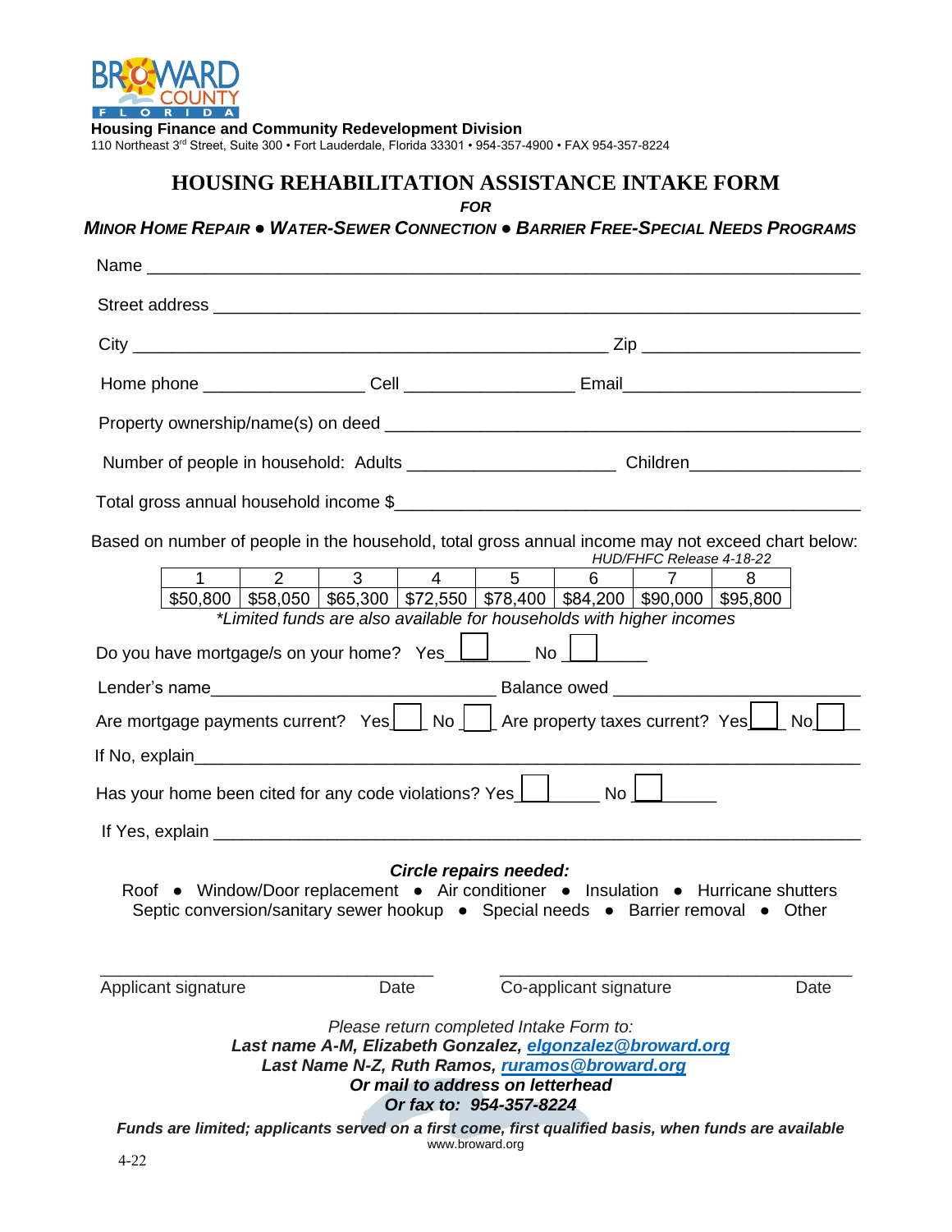BROWARD COUNTY FLORIDA

**Housing Finance and Community Redevelopment Division**

110 Northeast 3rd Street, Suite 300 • Fort Lauderdale, Florida 33301 • 954-357-4900 • FAX 954-357-8224

# HOUSING REHABILITATION ASSISTANCE INTAKE FORM

***FOR***

***MINOR HOME REPAIR ● WATER-SEWER CONNECTION ● BARRIER FREE-SPECIAL NEEDS PROGRAMS***

Name ______________________________________________________________________

Street address ________________________________________________________________

City ______________________________________________ Zip _____________________

Home phone ________________ Cell _________________ Email______________________

Property ownership/name(s) on deed ______________________________________________

Number of people in household: Adults ____________________ Children_________________

Total gross annual household income $_____________________________________________

Based on number of people in the household, total gross annual income may not exceed chart below:

*HUD/FHFC Release 4-18-22*

| 1 | 2 | 3 | 4 | 5 | 6 | 7 | 8 |
|---|---|---|---|---|---|---|---|
| $50,800 | $58,050 | $65,300 | $72,550 | $78,400 | $84,200 | $90,000 | $95,800 |

*\*Limited funds are also available for households with higher incomes*

Do you have mortgage/s on your home? Yes☐ No ☐

Lender's name____________________________ Balance owed ________________________

Are mortgage payments current? Yes☐ No ☐ Are property taxes current? Yes☐ No☐

If No, explain__________________________________________________________________

Has your home been cited for any code violations? Yes☐ No ☐

If Yes, explain _________________________________________________________________

***Circle repairs needed:***

Roof ● Window/Door replacement ● Air conditioner ● Insulation ● Hurricane shutters
Septic conversion/sanitary sewer hookup ● Special needs ● Barrier removal ● Other

_________________________________ _________________________________

Applicant signature Date Co-applicant signature Date

*Please return completed Intake Form to:*

***Last name A-M, Elizabeth Gonzalez, elgonzalez@broward.org***

***Last Name N-Z, Ruth Ramos, ruramos@broward.org***

***Or mail to address on letterhead***

***Or fax to: 954-357-8224***

***Funds are limited; applicants served on a first come, first qualified basis, when funds are available***

www.broward.org

4-22